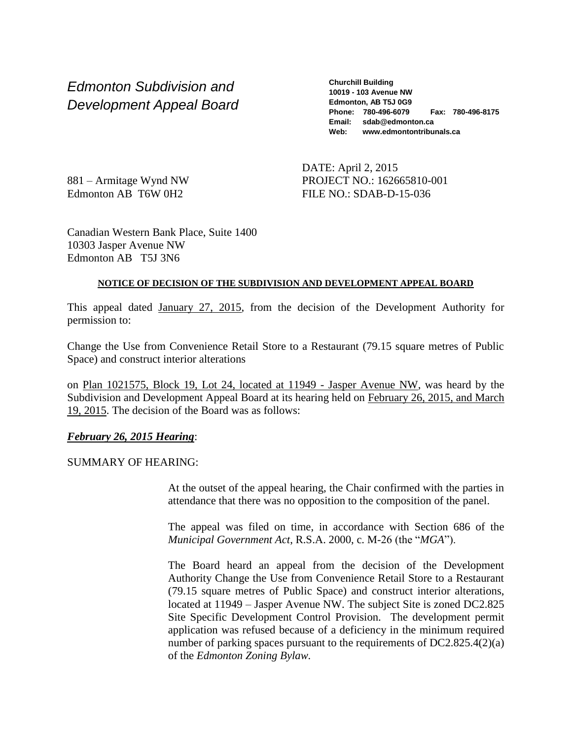*Edmonton Subdivision and Development Appeal Board*

**Churchill Building**
**10019 - 103 Avenue NW**
**Edmonton, AB T5J 0G9**
**Phone: 780-496-6079 Fax: 780-496-8175**
**Email: sdab@edmonton.ca**
**Web: www.edmontontribunals.ca**

DATE: April 2, 2015
PROJECT NO.: 162665810-001
FILE NO.: SDAB-D-15-036

881 – Armitage Wynd NW
Edmonton AB T6W 0H2

Canadian Western Bank Place, Suite 1400
10303 Jasper Avenue NW
Edmonton AB T5J 3N6

**NOTICE OF DECISION OF THE SUBDIVISION AND DEVELOPMENT APPEAL BOARD**

This appeal dated January 27, 2015, from the decision of the Development Authority for permission to:

Change the Use from Convenience Retail Store to a Restaurant (79.15 square metres of Public Space) and construct interior alterations

on Plan 1021575, Block 19, Lot 24, located at 11949 - Jasper Avenue NW, was heard by the Subdivision and Development Appeal Board at its hearing held on February 26, 2015, and March 19, 2015. The decision of the Board was as follows:

***February 26, 2015 Hearing***:

SUMMARY OF HEARING:

At the outset of the appeal hearing, the Chair confirmed with the parties in attendance that there was no opposition to the composition of the panel.

The appeal was filed on time, in accordance with Section 686 of the *Municipal Government Act*, R.S.A. 2000, c. M-26 (the "*MGA*").

The Board heard an appeal from the decision of the Development Authority Change the Use from Convenience Retail Store to a Restaurant (79.15 square metres of Public Space) and construct interior alterations, located at 11949 – Jasper Avenue NW. The subject Site is zoned DC2.825 Site Specific Development Control Provision. The development permit application was refused because of a deficiency in the minimum required number of parking spaces pursuant to the requirements of DC2.825.4(2)(a) of the *Edmonton Zoning Bylaw*.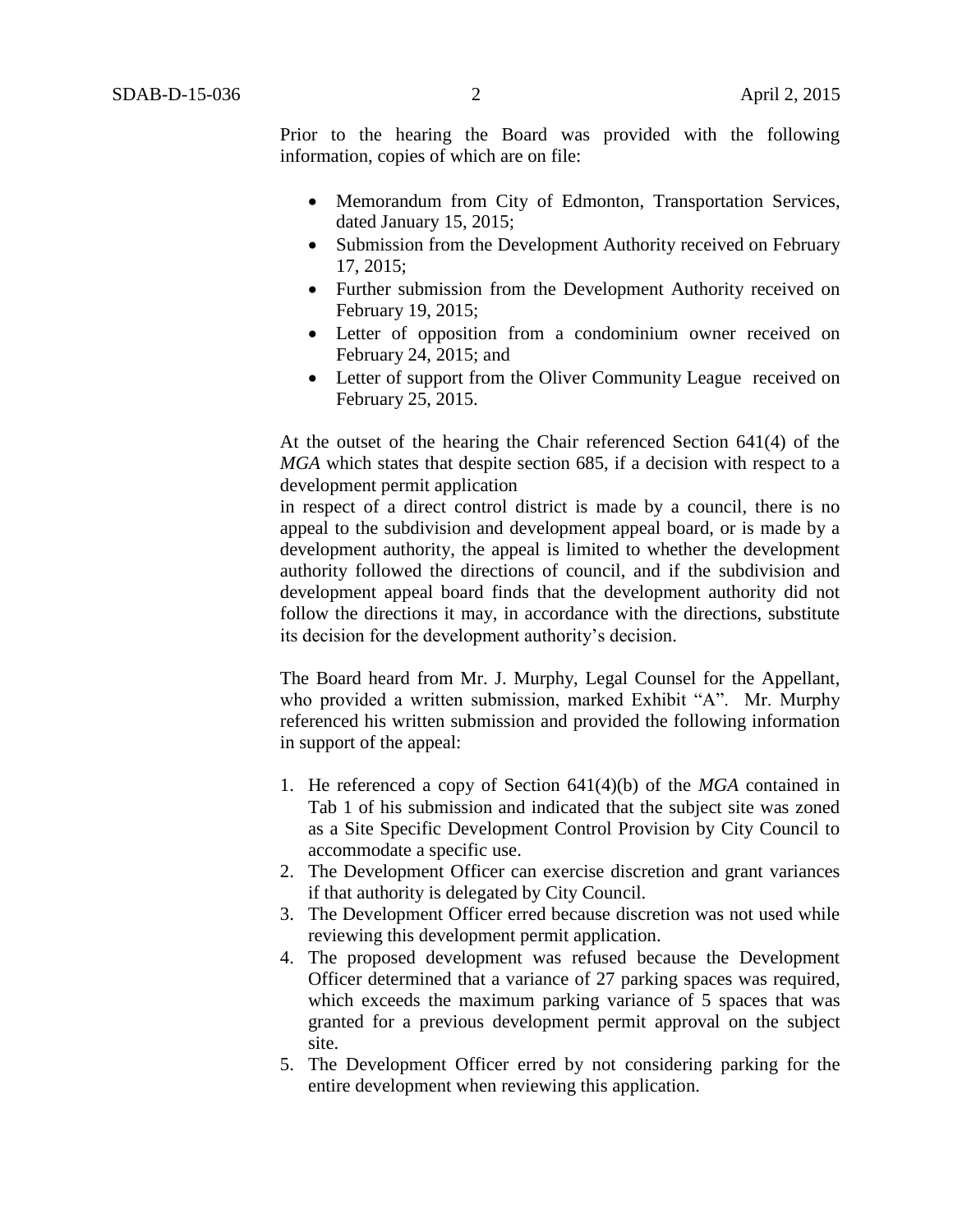Prior to the hearing the Board was provided with the following information, copies of which are on file:

- Memorandum from City of Edmonton, Transportation Services, dated January 15, 2015;
- Submission from the Development Authority received on February 17, 2015;
- Further submission from the Development Authority received on February 19, 2015;
- Letter of opposition from a condominium owner received on February 24, 2015; and
- Letter of support from the Oliver Community League received on February 25, 2015.

At the outset of the hearing the Chair referenced Section 641(4) of the *MGA* which states that despite section 685, if a decision with respect to a development permit application in respect of a direct control district is made by a council, there is no appeal to the subdivision and development appeal board, or is made by a development authority, the appeal is limited to whether the development authority followed the directions of council, and if the subdivision and development appeal board finds that the development authority did not follow the directions it may, in accordance with the directions, substitute its decision for the development authority's decision.

The Board heard from Mr. J. Murphy, Legal Counsel for the Appellant, who provided a written submission, marked Exhibit "A". Mr. Murphy referenced his written submission and provided the following information in support of the appeal:

1. He referenced a copy of Section 641(4)(b) of the *MGA* contained in Tab 1 of his submission and indicated that the subject site was zoned as a Site Specific Development Control Provision by City Council to accommodate a specific use.
2. The Development Officer can exercise discretion and grant variances if that authority is delegated by City Council.
3. The Development Officer erred because discretion was not used while reviewing this development permit application.
4. The proposed development was refused because the Development Officer determined that a variance of 27 parking spaces was required, which exceeds the maximum parking variance of 5 spaces that was granted for a previous development permit approval on the subject site.
5. The Development Officer erred by not considering parking for the entire development when reviewing this application.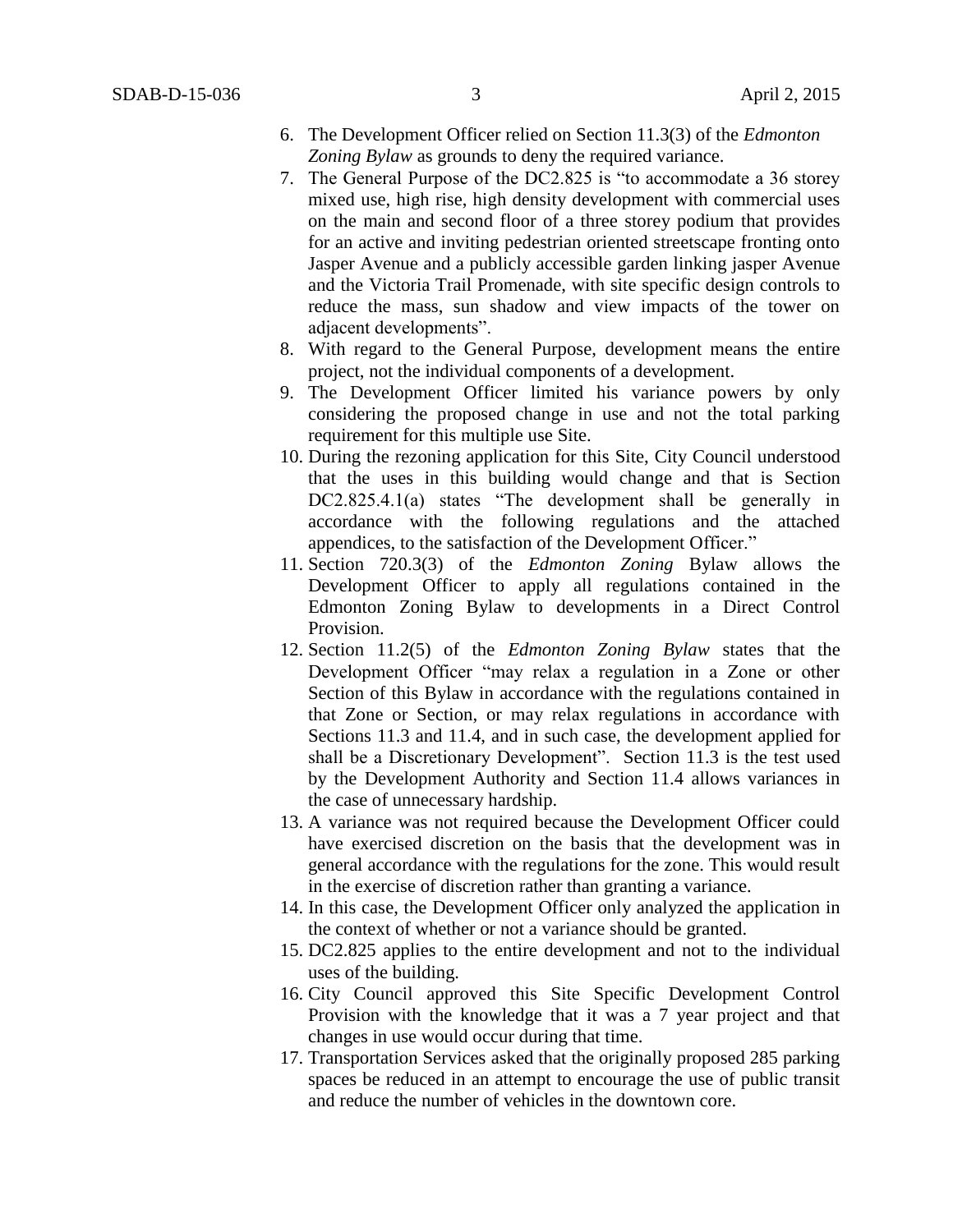6. The Development Officer relied on Section 11.3(3) of the *Edmonton Zoning Bylaw* as grounds to deny the required variance.
7. The General Purpose of the DC2.825 is "to accommodate a 36 storey mixed use, high rise, high density development with commercial uses on the main and second floor of a three storey podium that provides for an active and inviting pedestrian oriented streetscape fronting onto Jasper Avenue and a publicly accessible garden linking jasper Avenue and the Victoria Trail Promenade, with site specific design controls to reduce the mass, sun shadow and view impacts of the tower on adjacent developments".
8. With regard to the General Purpose, development means the entire project, not the individual components of a development.
9. The Development Officer limited his variance powers by only considering the proposed change in use and not the total parking requirement for this multiple use Site.
10. During the rezoning application for this Site, City Council understood that the uses in this building would change and that is Section DC2.825.4.1(a) states "The development shall be generally in accordance with the following regulations and the attached appendices, to the satisfaction of the Development Officer."
11. Section 720.3(3) of the *Edmonton Zoning* Bylaw allows the Development Officer to apply all regulations contained in the Edmonton Zoning Bylaw to developments in a Direct Control Provision.
12. Section 11.2(5) of the *Edmonton Zoning Bylaw* states that the Development Officer "may relax a regulation in a Zone or other Section of this Bylaw in accordance with the regulations contained in that Zone or Section, or may relax regulations in accordance with Sections 11.3 and 11.4, and in such case, the development applied for shall be a Discretionary Development". Section 11.3 is the test used by the Development Authority and Section 11.4 allows variances in the case of unnecessary hardship.
13. A variance was not required because the Development Officer could have exercised discretion on the basis that the development was in general accordance with the regulations for the zone. This would result in the exercise of discretion rather than granting a variance.
14. In this case, the Development Officer only analyzed the application in the context of whether or not a variance should be granted.
15. DC2.825 applies to the entire development and not to the individual uses of the building.
16. City Council approved this Site Specific Development Control Provision with the knowledge that it was a 7 year project and that changes in use would occur during that time.
17. Transportation Services asked that the originally proposed 285 parking spaces be reduced in an attempt to encourage the use of public transit and reduce the number of vehicles in the downtown core.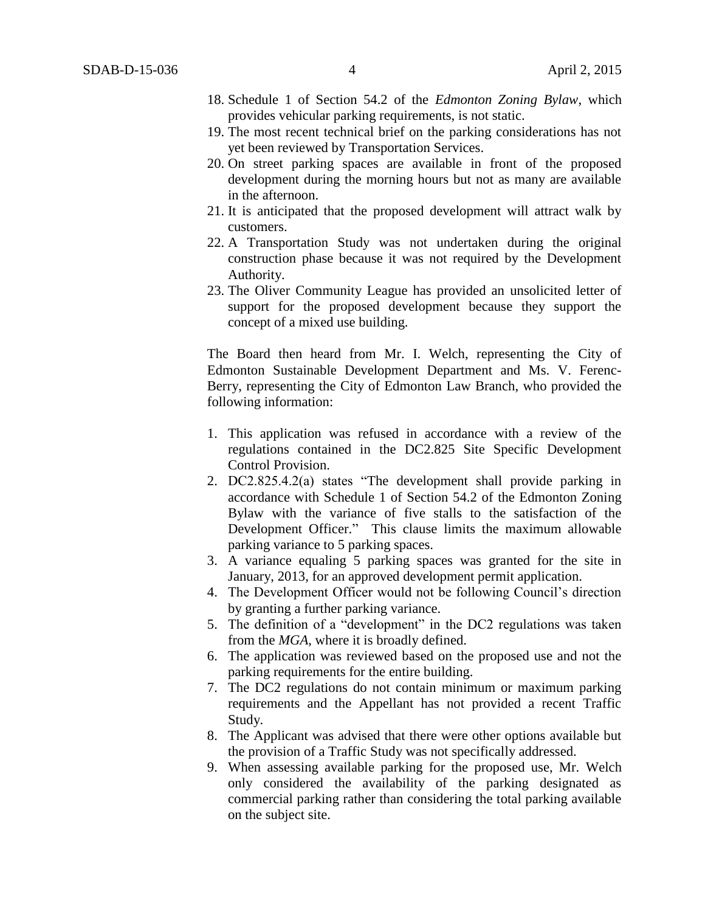18. Schedule 1 of Section 54.2 of the *Edmonton Zoning Bylaw*, which provides vehicular parking requirements, is not static.
19. The most recent technical brief on the parking considerations has not yet been reviewed by Transportation Services.
20. On street parking spaces are available in front of the proposed development during the morning hours but not as many are available in the afternoon.
21. It is anticipated that the proposed development will attract walk by customers.
22. A Transportation Study was not undertaken during the original construction phase because it was not required by the Development Authority.
23. The Oliver Community League has provided an unsolicited letter of support for the proposed development because they support the concept of a mixed use building.

The Board then heard from Mr. I. Welch, representing the City of Edmonton Sustainable Development Department and Ms. V. Ferenc-Berry, representing the City of Edmonton Law Branch, who provided the following information:

1. This application was refused in accordance with a review of the regulations contained in the DC2.825 Site Specific Development Control Provision.
2. DC2.825.4.2(a) states "The development shall provide parking in accordance with Schedule 1 of Section 54.2 of the Edmonton Zoning Bylaw with the variance of five stalls to the satisfaction of the Development Officer." This clause limits the maximum allowable parking variance to 5 parking spaces.
3. A variance equaling 5 parking spaces was granted for the site in January, 2013, for an approved development permit application.
4. The Development Officer would not be following Council's direction by granting a further parking variance.
5. The definition of a "development" in the DC2 regulations was taken from the *MGA*, where it is broadly defined.
6. The application was reviewed based on the proposed use and not the parking requirements for the entire building.
7. The DC2 regulations do not contain minimum or maximum parking requirements and the Appellant has not provided a recent Traffic Study.
8. The Applicant was advised that there were other options available but the provision of a Traffic Study was not specifically addressed.
9. When assessing available parking for the proposed use, Mr. Welch only considered the availability of the parking designated as commercial parking rather than considering the total parking available on the subject site.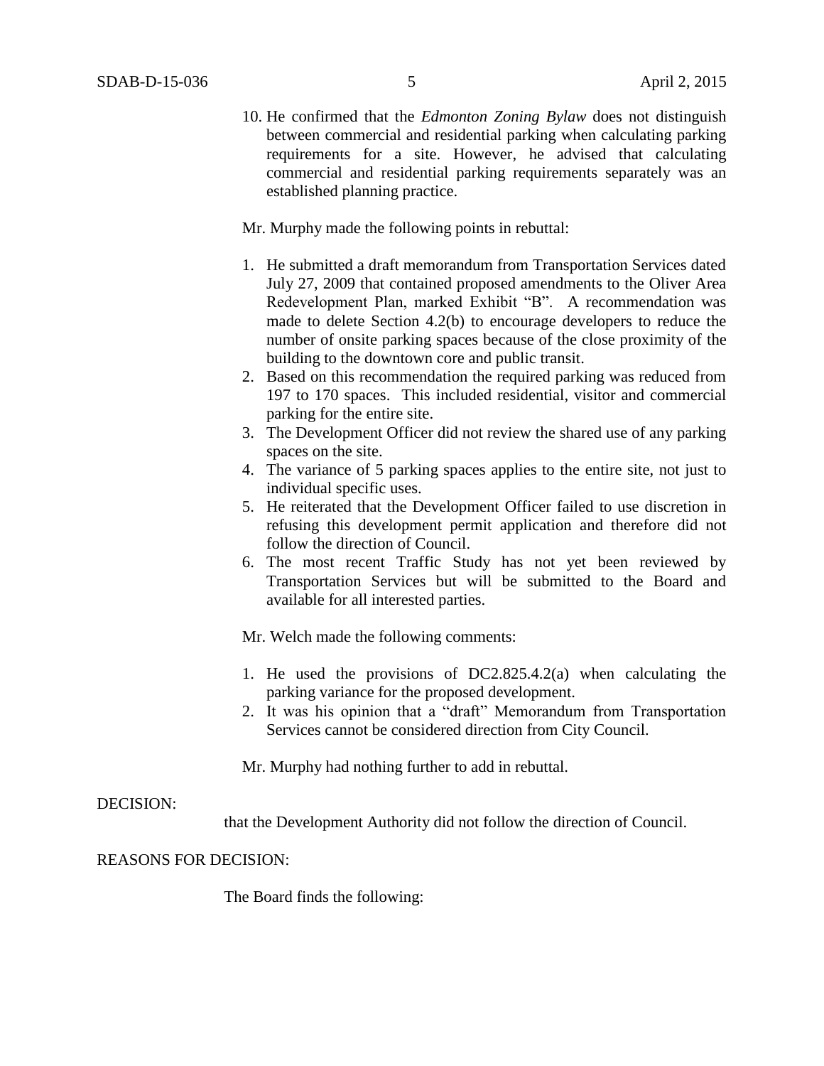10. He confirmed that the *Edmonton Zoning Bylaw* does not distinguish between commercial and residential parking when calculating parking requirements for a site. However, he advised that calculating commercial and residential parking requirements separately was an established planning practice.

Mr. Murphy made the following points in rebuttal:

1. He submitted a draft memorandum from Transportation Services dated July 27, 2009 that contained proposed amendments to the Oliver Area Redevelopment Plan, marked Exhibit "B". A recommendation was made to delete Section 4.2(b) to encourage developers to reduce the number of onsite parking spaces because of the close proximity of the building to the downtown core and public transit.
2. Based on this recommendation the required parking was reduced from 197 to 170 spaces. This included residential, visitor and commercial parking for the entire site.
3. The Development Officer did not review the shared use of any parking spaces on the site.
4. The variance of 5 parking spaces applies to the entire site, not just to individual specific uses.
5. He reiterated that the Development Officer failed to use discretion in refusing this development permit application and therefore did not follow the direction of Council.
6. The most recent Traffic Study has not yet been reviewed by Transportation Services but will be submitted to the Board and available for all interested parties.

Mr. Welch made the following comments:

1. He used the provisions of DC2.825.4.2(a) when calculating the parking variance for the proposed development.
2. It was his opinion that a "draft" Memorandum from Transportation Services cannot be considered direction from City Council.

Mr. Murphy had nothing further to add in rebuttal.

DECISION:

that the Development Authority did not follow the direction of Council.

REASONS FOR DECISION:

The Board finds the following: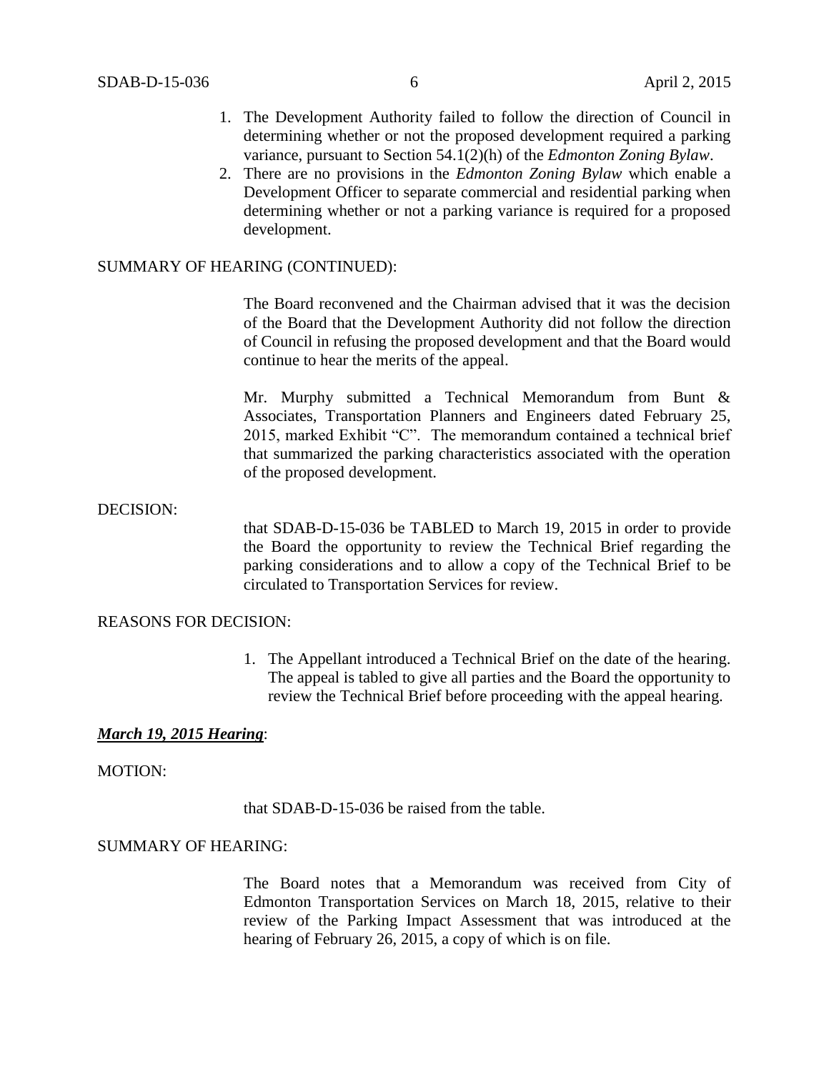1. The Development Authority failed to follow the direction of Council in determining whether or not the proposed development required a parking variance, pursuant to Section 54.1(2)(h) of the *Edmonton Zoning Bylaw*.
2. There are no provisions in the *Edmonton Zoning Bylaw* which enable a Development Officer to separate commercial and residential parking when determining whether or not a parking variance is required for a proposed development.

SUMMARY OF HEARING (CONTINUED):

The Board reconvened and the Chairman advised that it was the decision of the Board that the Development Authority did not follow the direction of Council in refusing the proposed development and that the Board would continue to hear the merits of the appeal.

Mr. Murphy submitted a Technical Memorandum from Bunt & Associates, Transportation Planners and Engineers dated February 25, 2015, marked Exhibit "C". The memorandum contained a technical brief that summarized the parking characteristics associated with the operation of the proposed development.

DECISION:

that SDAB-D-15-036 be TABLED to March 19, 2015 in order to provide the Board the opportunity to review the Technical Brief regarding the parking considerations and to allow a copy of the Technical Brief to be circulated to Transportation Services for review.

REASONS FOR DECISION:

1. The Appellant introduced a Technical Brief on the date of the hearing. The appeal is tabled to give all parties and the Board the opportunity to review the Technical Brief before proceeding with the appeal hearing.

***<u>March 19, 2015 Hearing</u>***:

MOTION:

that SDAB-D-15-036 be raised from the table.

SUMMARY OF HEARING:

The Board notes that a Memorandum was received from City of Edmonton Transportation Services on March 18, 2015, relative to their review of the Parking Impact Assessment that was introduced at the hearing of February 26, 2015, a copy of which is on file.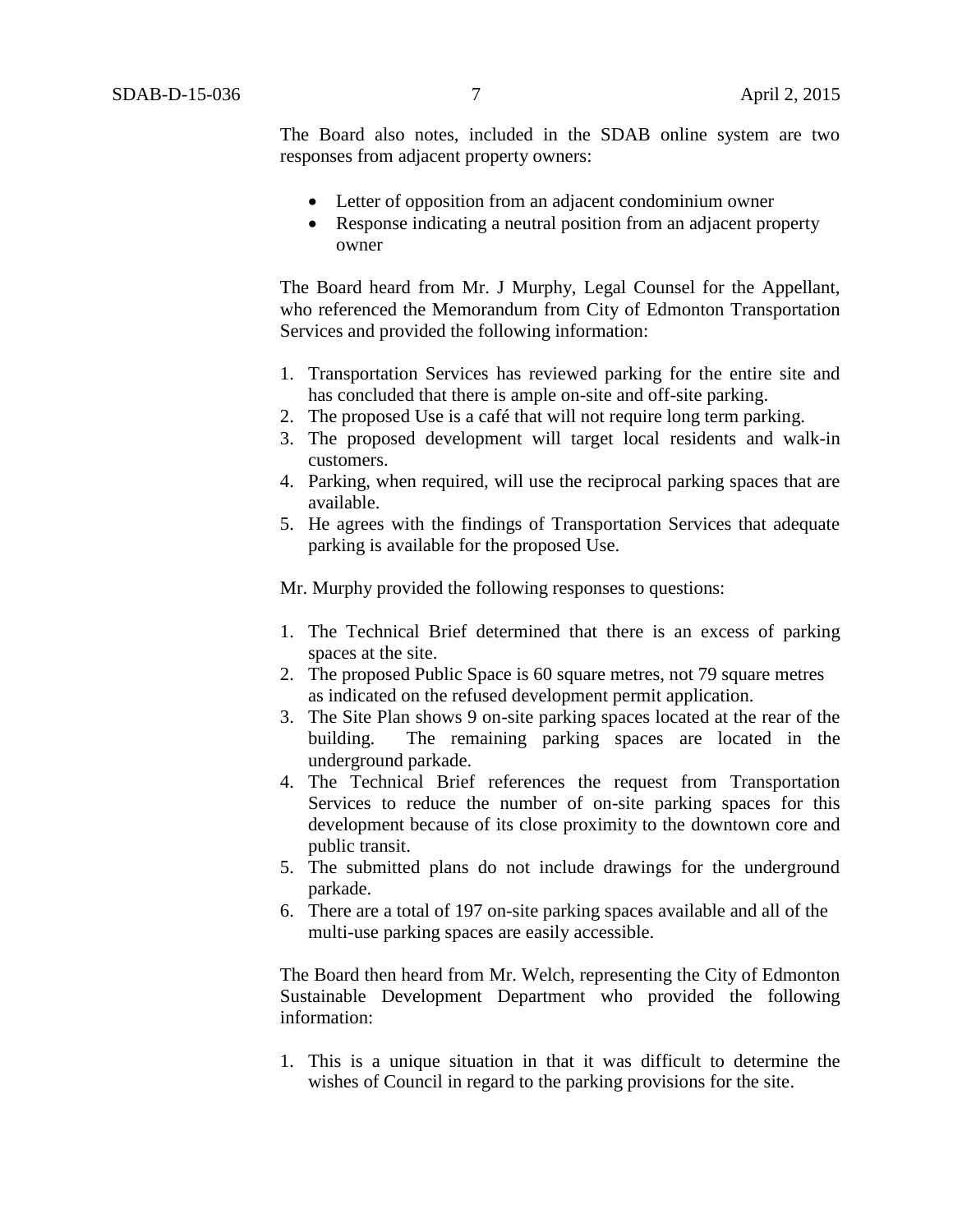The Board also notes, included in the SDAB online system are two responses from adjacent property owners:

- Letter of opposition from an adjacent condominium owner
- Response indicating a neutral position from an adjacent property owner

The Board heard from Mr. J Murphy, Legal Counsel for the Appellant, who referenced the Memorandum from City of Edmonton Transportation Services and provided the following information:

1. Transportation Services has reviewed parking for the entire site and has concluded that there is ample on-site and off-site parking.
2. The proposed Use is a café that will not require long term parking.
3. The proposed development will target local residents and walk-in customers.
4. Parking, when required, will use the reciprocal parking spaces that are available.
5. He agrees with the findings of Transportation Services that adequate parking is available for the proposed Use.

Mr. Murphy provided the following responses to questions:

1. The Technical Brief determined that there is an excess of parking spaces at the site.
2. The proposed Public Space is 60 square metres, not 79 square metres as indicated on the refused development permit application.
3. The Site Plan shows 9 on-site parking spaces located at the rear of the building. The remaining parking spaces are located in the underground parkade.
4. The Technical Brief references the request from Transportation Services to reduce the number of on-site parking spaces for this development because of its close proximity to the downtown core and public transit.
5. The submitted plans do not include drawings for the underground parkade.
6. There are a total of 197 on-site parking spaces available and all of the multi-use parking spaces are easily accessible.

The Board then heard from Mr. Welch, representing the City of Edmonton Sustainable Development Department who provided the following information:

1. This is a unique situation in that it was difficult to determine the wishes of Council in regard to the parking provisions for the site.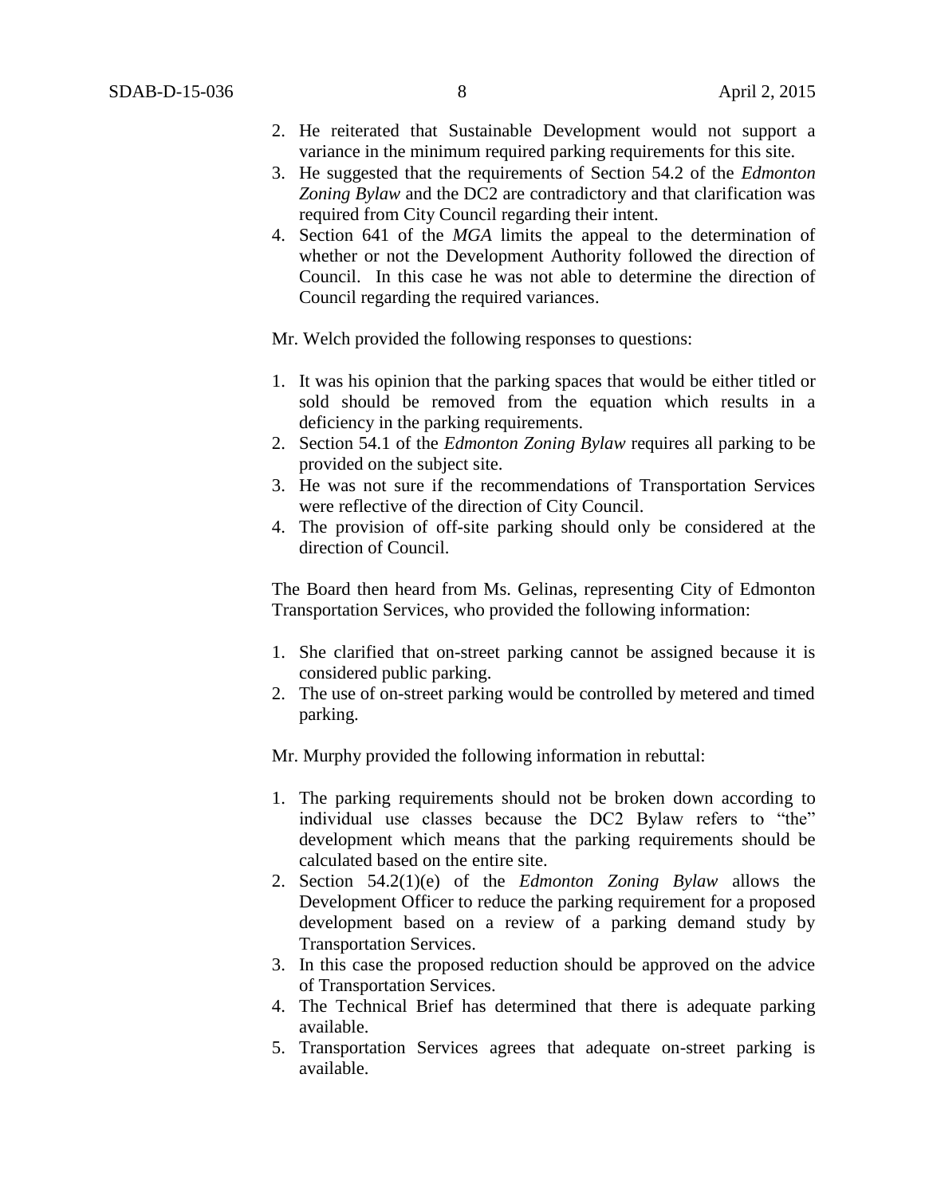2. He reiterated that Sustainable Development would not support a variance in the minimum required parking requirements for this site.
3. He suggested that the requirements of Section 54.2 of the *Edmonton Zoning Bylaw* and the DC2 are contradictory and that clarification was required from City Council regarding their intent.
4. Section 641 of the *MGA* limits the appeal to the determination of whether or not the Development Authority followed the direction of Council. In this case he was not able to determine the direction of Council regarding the required variances.

Mr. Welch provided the following responses to questions:

1. It was his opinion that the parking spaces that would be either titled or sold should be removed from the equation which results in a deficiency in the parking requirements.
2. Section 54.1 of the *Edmonton Zoning Bylaw* requires all parking to be provided on the subject site.
3. He was not sure if the recommendations of Transportation Services were reflective of the direction of City Council.
4. The provision of off-site parking should only be considered at the direction of Council.

The Board then heard from Ms. Gelinas, representing City of Edmonton Transportation Services, who provided the following information:

1. She clarified that on-street parking cannot be assigned because it is considered public parking.
2. The use of on-street parking would be controlled by metered and timed parking.

Mr. Murphy provided the following information in rebuttal:

1. The parking requirements should not be broken down according to individual use classes because the DC2 Bylaw refers to "the" development which means that the parking requirements should be calculated based on the entire site.
2. Section 54.2(1)(e) of the *Edmonton Zoning Bylaw* allows the Development Officer to reduce the parking requirement for a proposed development based on a review of a parking demand study by Transportation Services.
3. In this case the proposed reduction should be approved on the advice of Transportation Services.
4. The Technical Brief has determined that there is adequate parking available.
5. Transportation Services agrees that adequate on-street parking is available.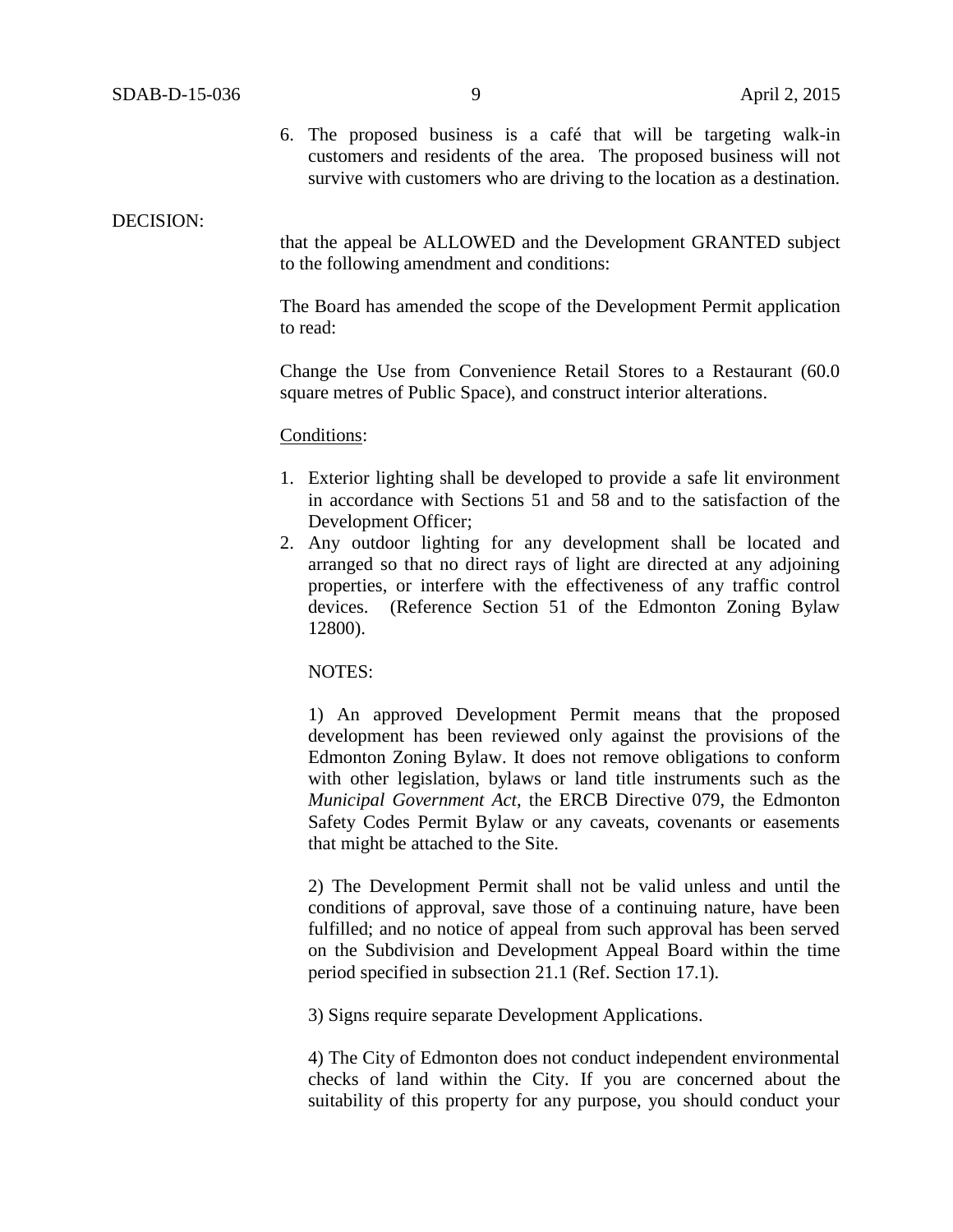6. The proposed business is a café that will be targeting walk-in customers and residents of the area. The proposed business will not survive with customers who are driving to the location as a destination.

DECISION:

that the appeal be ALLOWED and the Development GRANTED subject to the following amendment and conditions:

The Board has amended the scope of the Development Permit application to read:

Change the Use from Convenience Retail Stores to a Restaurant (60.0 square metres of Public Space), and construct interior alterations.

<u>Conditions</u>:

1. Exterior lighting shall be developed to provide a safe lit environment in accordance with Sections 51 and 58 and to the satisfaction of the Development Officer;
2. Any outdoor lighting for any development shall be located and arranged so that no direct rays of light are directed at any adjoining properties, or interfere with the effectiveness of any traffic control devices. (Reference Section 51 of the Edmonton Zoning Bylaw 12800).

NOTES:

1) An approved Development Permit means that the proposed development has been reviewed only against the provisions of the Edmonton Zoning Bylaw. It does not remove obligations to conform with other legislation, bylaws or land title instruments such as the *Municipal Government Act*, the ERCB Directive 079, the Edmonton Safety Codes Permit Bylaw or any caveats, covenants or easements that might be attached to the Site.

2) The Development Permit shall not be valid unless and until the conditions of approval, save those of a continuing nature, have been fulfilled; and no notice of appeal from such approval has been served on the Subdivision and Development Appeal Board within the time period specified in subsection 21.1 (Ref. Section 17.1).

3) Signs require separate Development Applications.

4) The City of Edmonton does not conduct independent environmental checks of land within the City. If you are concerned about the suitability of this property for any purpose, you should conduct your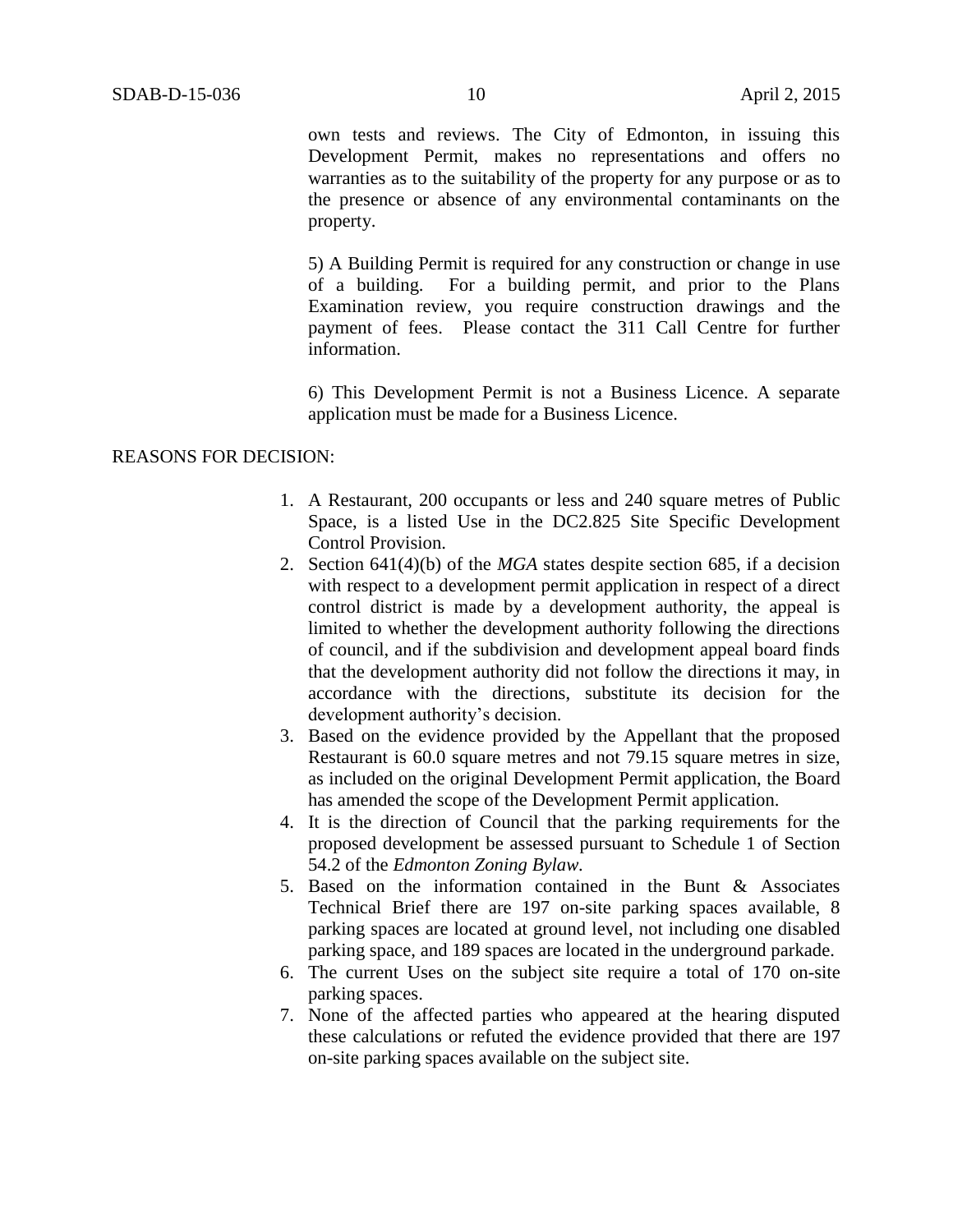own tests and reviews. The City of Edmonton, in issuing this Development Permit, makes no representations and offers no warranties as to the suitability of the property for any purpose or as to the presence or absence of any environmental contaminants on the property.

5) A Building Permit is required for any construction or change in use of a building. For a building permit, and prior to the Plans Examination review, you require construction drawings and the payment of fees. Please contact the 311 Call Centre for further information.

6) This Development Permit is not a Business Licence. A separate application must be made for a Business Licence.

REASONS FOR DECISION:

1. A Restaurant, 200 occupants or less and 240 square metres of Public Space, is a listed Use in the DC2.825 Site Specific Development Control Provision.
2. Section 641(4)(b) of the *MGA* states despite section 685, if a decision with respect to a development permit application in respect of a direct control district is made by a development authority, the appeal is limited to whether the development authority following the directions of council, and if the subdivision and development appeal board finds that the development authority did not follow the directions it may, in accordance with the directions, substitute its decision for the development authority's decision.
3. Based on the evidence provided by the Appellant that the proposed Restaurant is 60.0 square metres and not 79.15 square metres in size, as included on the original Development Permit application, the Board has amended the scope of the Development Permit application.
4. It is the direction of Council that the parking requirements for the proposed development be assessed pursuant to Schedule 1 of Section 54.2 of the *Edmonton Zoning Bylaw.*
5. Based on the information contained in the Bunt & Associates Technical Brief there are 197 on-site parking spaces available, 8 parking spaces are located at ground level, not including one disabled parking space, and 189 spaces are located in the underground parkade.
6. The current Uses on the subject site require a total of 170 on-site parking spaces.
7. None of the affected parties who appeared at the hearing disputed these calculations or refuted the evidence provided that there are 197 on-site parking spaces available on the subject site.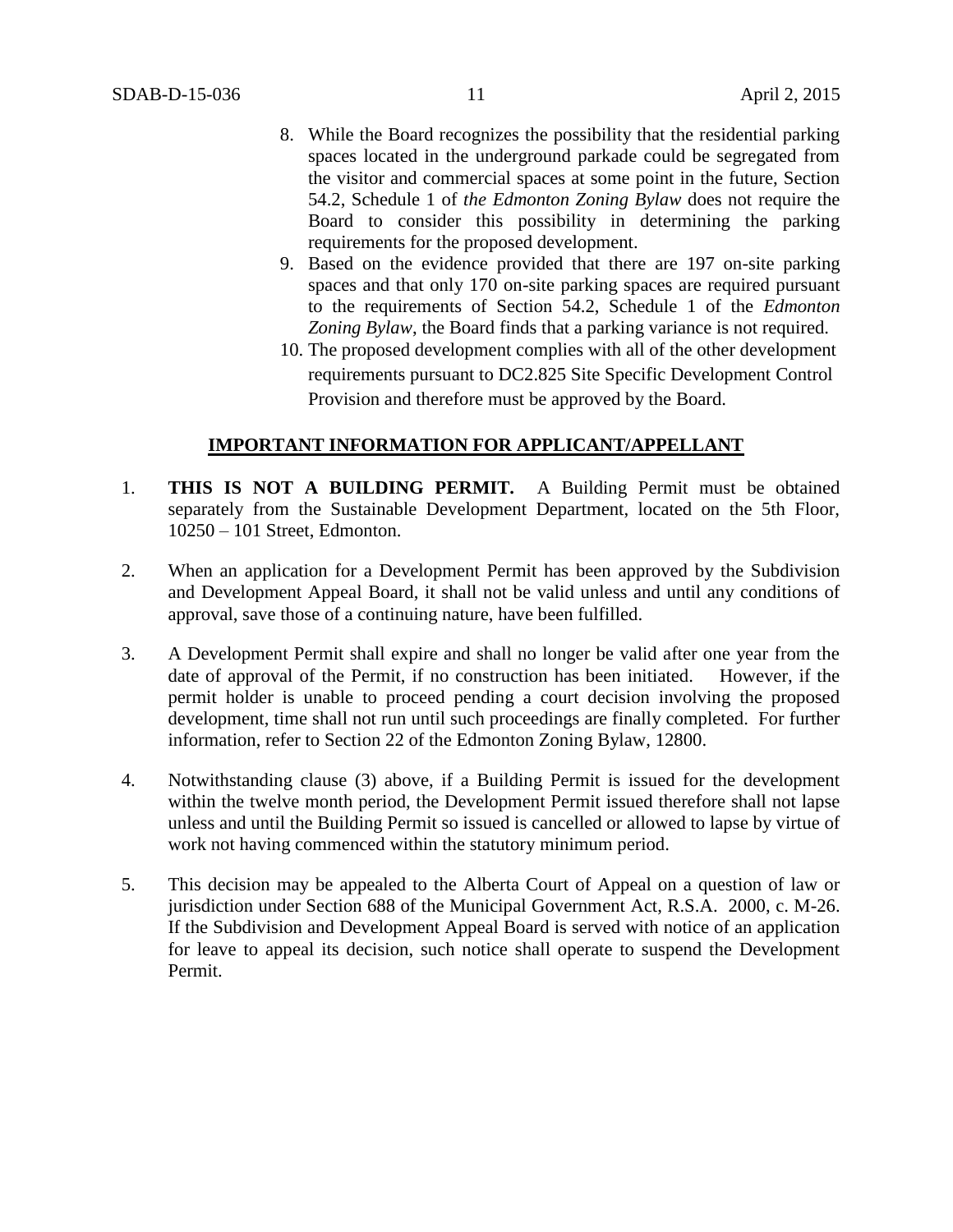8. While the Board recognizes the possibility that the residential parking spaces located in the underground parkade could be segregated from the visitor and commercial spaces at some point in the future, Section 54.2, Schedule 1 of *the Edmonton Zoning Bylaw* does not require the Board to consider this possibility in determining the parking requirements for the proposed development.
9. Based on the evidence provided that there are 197 on-site parking spaces and that only 170 on-site parking spaces are required pursuant to the requirements of Section 54.2, Schedule 1 of the *Edmonton Zoning Bylaw*, the Board finds that a parking variance is not required.
10. The proposed development complies with all of the other development requirements pursuant to DC2.825 Site Specific Development Control Provision and therefore must be approved by the Board.

## IMPORTANT INFORMATION FOR APPLICANT/APPELLANT

1. **THIS IS NOT A BUILDING PERMIT.** A Building Permit must be obtained separately from the Sustainable Development Department, located on the 5th Floor, 10250 – 101 Street, Edmonton.

2. When an application for a Development Permit has been approved by the Subdivision and Development Appeal Board, it shall not be valid unless and until any conditions of approval, save those of a continuing nature, have been fulfilled.

3. A Development Permit shall expire and shall no longer be valid after one year from the date of approval of the Permit, if no construction has been initiated. However, if the permit holder is unable to proceed pending a court decision involving the proposed development, time shall not run until such proceedings are finally completed. For further information, refer to Section 22 of the Edmonton Zoning Bylaw, 12800.

4. Notwithstanding clause (3) above, if a Building Permit is issued for the development within the twelve month period, the Development Permit issued therefore shall not lapse unless and until the Building Permit so issued is cancelled or allowed to lapse by virtue of work not having commenced within the statutory minimum period.

5. This decision may be appealed to the Alberta Court of Appeal on a question of law or jurisdiction under Section 688 of the Municipal Government Act, R.S.A. 2000, c. M-26. If the Subdivision and Development Appeal Board is served with notice of an application for leave to appeal its decision, such notice shall operate to suspend the Development Permit.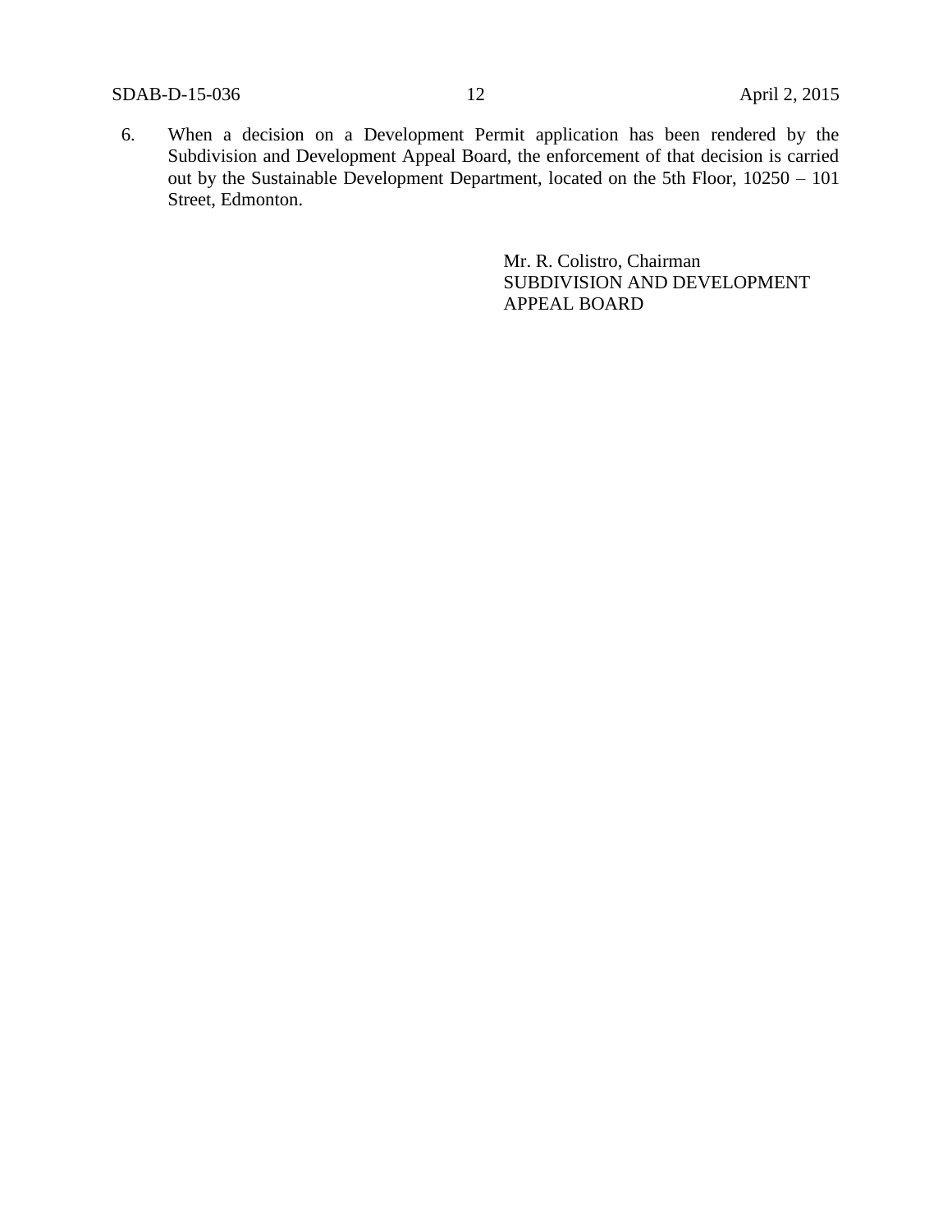6. When a decision on a Development Permit application has been rendered by the Subdivision and Development Appeal Board, the enforcement of that decision is carried out by the Sustainable Development Department, located on the 5th Floor, 10250 – 101 Street, Edmonton.

Mr. R. Colistro, Chairman
SUBDIVISION AND DEVELOPMENT APPEAL BOARD